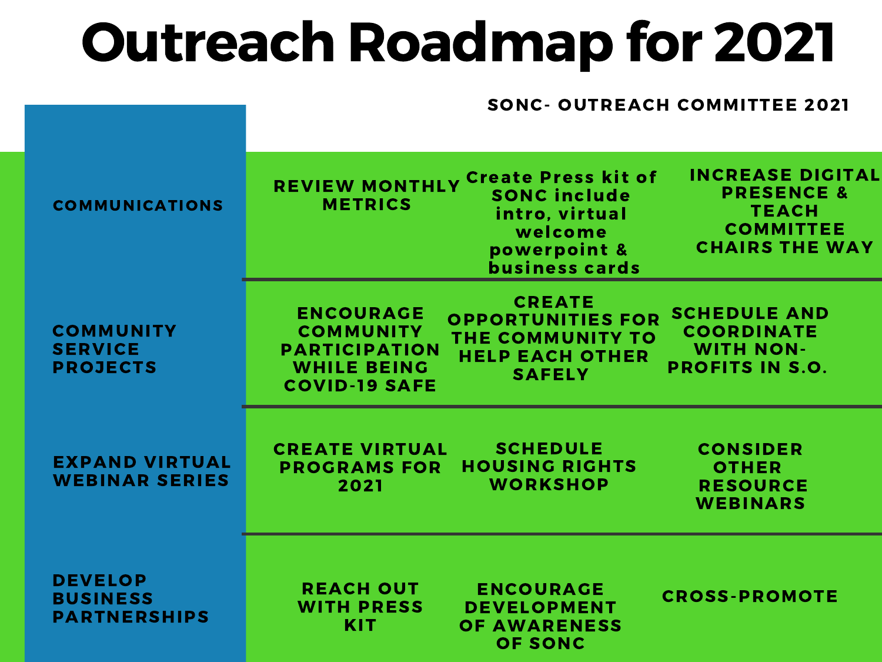# Outreach Roadmap for 2021

SONC- OUTREACH COMMITTEE 2021

| | | | |
|---|---|---|---|
| COMMUNICATIONS | REVIEW MONTHLY METRICS | Create Press kit of SONC include intro, virtual welcome powerpoint & business cards | INCREASE DIGITAL PRESENCE & TEACH COMMITTEE CHAIRS THE WAY |
| COMMUNITY SERVICE PROJECTS | ENCOURAGE COMMUNITY PARTICIPATION WHILE BEING COVID-19 SAFE | CREATE OPPORTUNITIES FOR THE COMMUNITY TO HELP EACH OTHER SAFELY | SCHEDULE AND COORDINATE WITH NON-PROFITS IN S.O. |
| EXPAND VIRTUAL WEBINAR SERIES | CREATE VIRTUAL PROGRAMS FOR 2021 | SCHEDULE HOUSING RIGHTS WORKSHOP | CONSIDER OTHER RESOURCE WEBINARS |
| DEVELOP BUSINESS PARTNERSHIPS | REACH OUT WITH PRESS KIT | ENCOURAGE DEVELOPMENT OF AWARENESS OF SONC | CROSS-PROMOTE |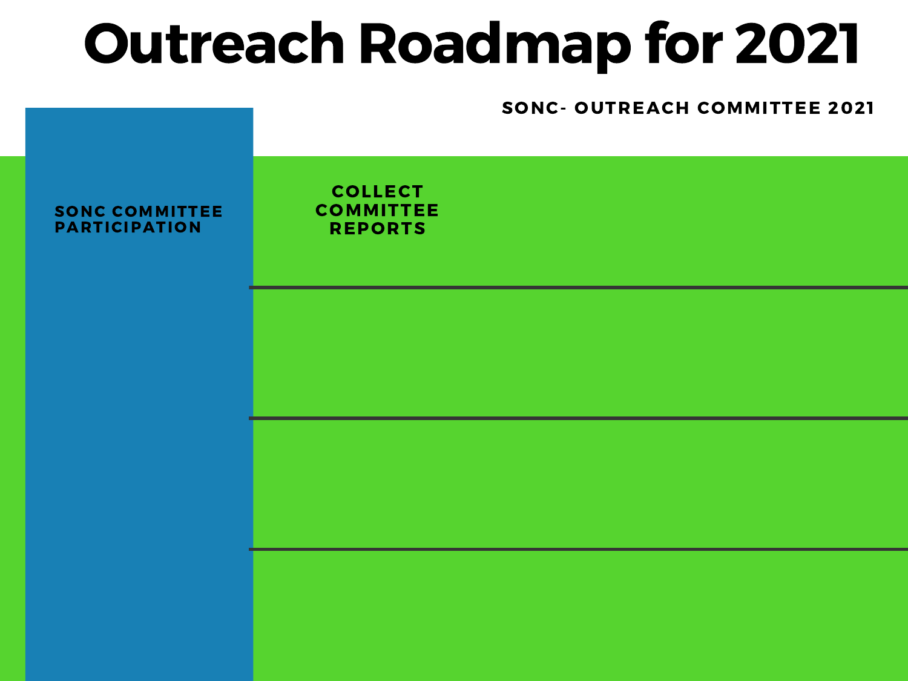# Outreach Roadmap for 2021

**SONC- OUTREACH COMMITTEE 2021**

**SONC COMMITTEE PARTICIPATION**

**COLLECT COMMITTEE REPORTS**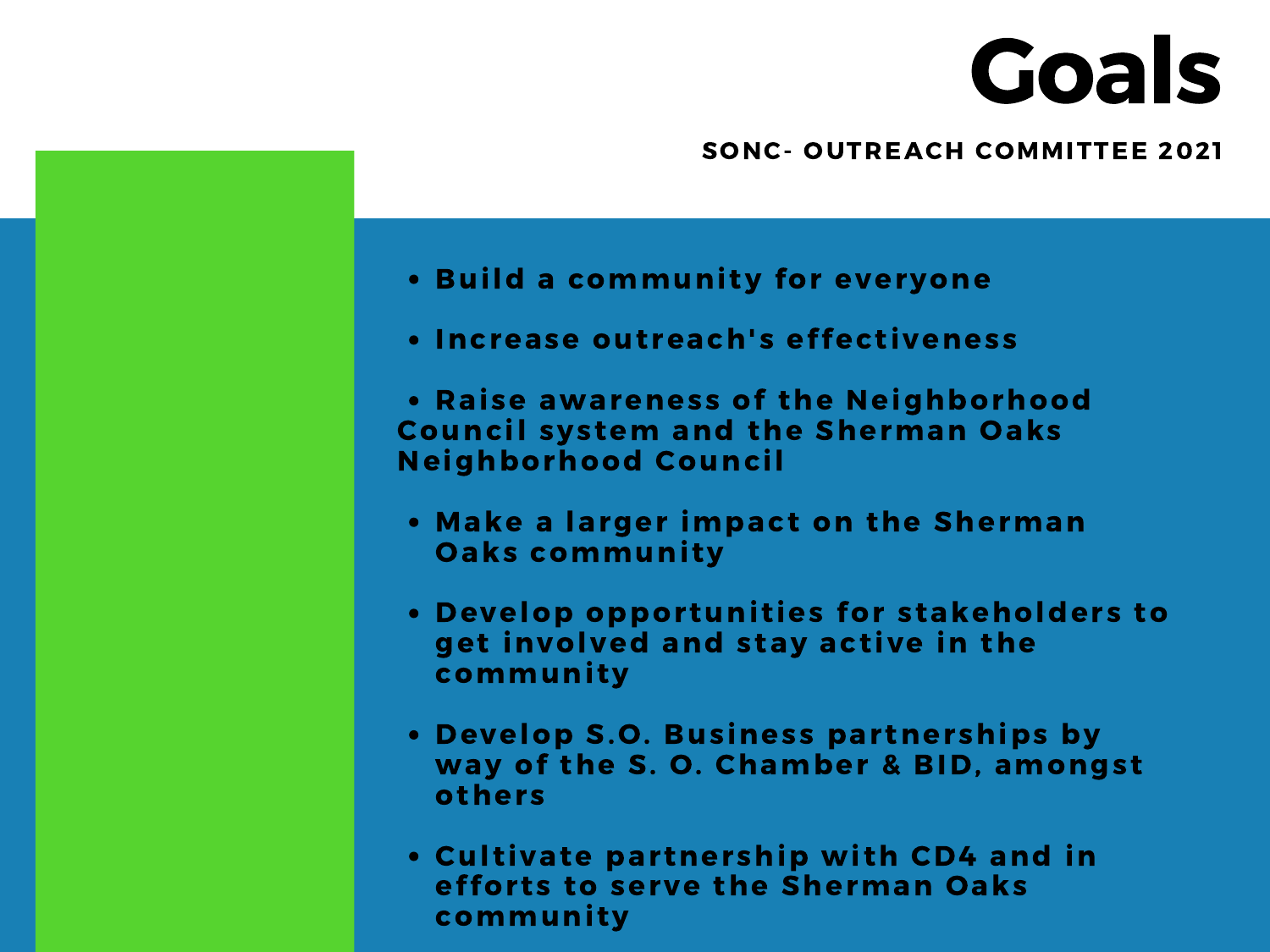# Goals

**SONC- OUTREACH COMMITTEE 2021**

- **Build a community for everyone**
- **Increase outreach's effectiveness**
- **Raise awareness of the Neighborhood Council system and the Sherman Oaks Neighborhood Council**
- **Make a larger impact on the Sherman Oaks community**
- **Develop opportunities for stakeholders to get involved and stay active in the community**
- **Develop S.O. Business partnerships by way of the S. O. Chamber & BID, amongst others**
- **Cultivate partnership with CD4 and in efforts to serve the Sherman Oaks community**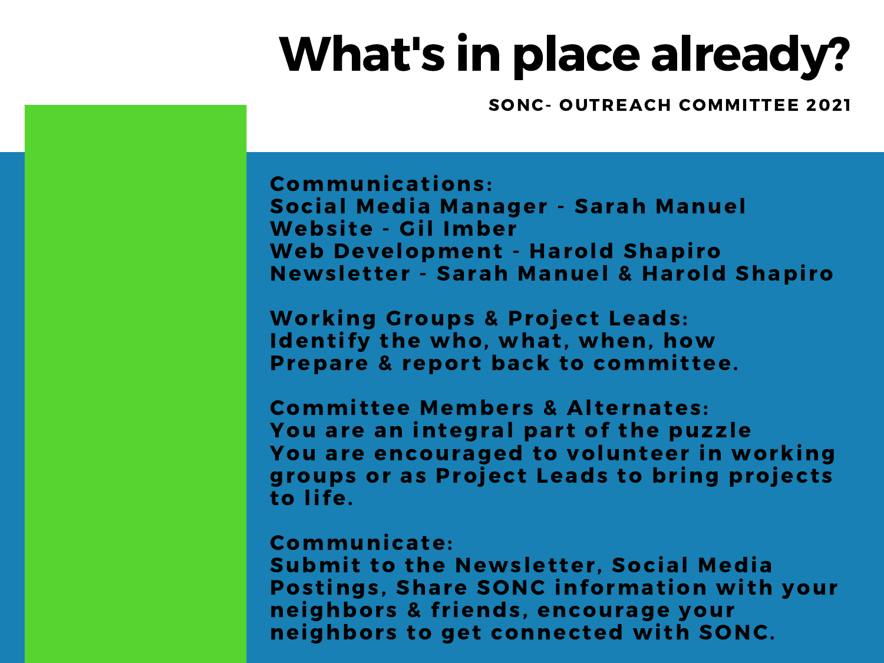# What's in place already?

**SONC- OUTREACH COMMITTEE 2021**

**Communications:**
Social Media Manager - Sarah Manuel
Website - Gil Imber
Web Development - Harold Shapiro
Newsletter - Sarah Manuel & Harold Shapiro

**Working Groups & Project Leads:**
Identify the who, what, when, how
Prepare & report back to committee.

**Committee Members & Alternates:**
You are an integral part of the puzzle
You are encouraged to volunteer in working groups or as Project Leads to bring projects to life.

**Communicate:**
Submit to the Newsletter, Social Media Postings, Share SONC information with your neighbors & friends, encourage your neighbors to get connected with SONC.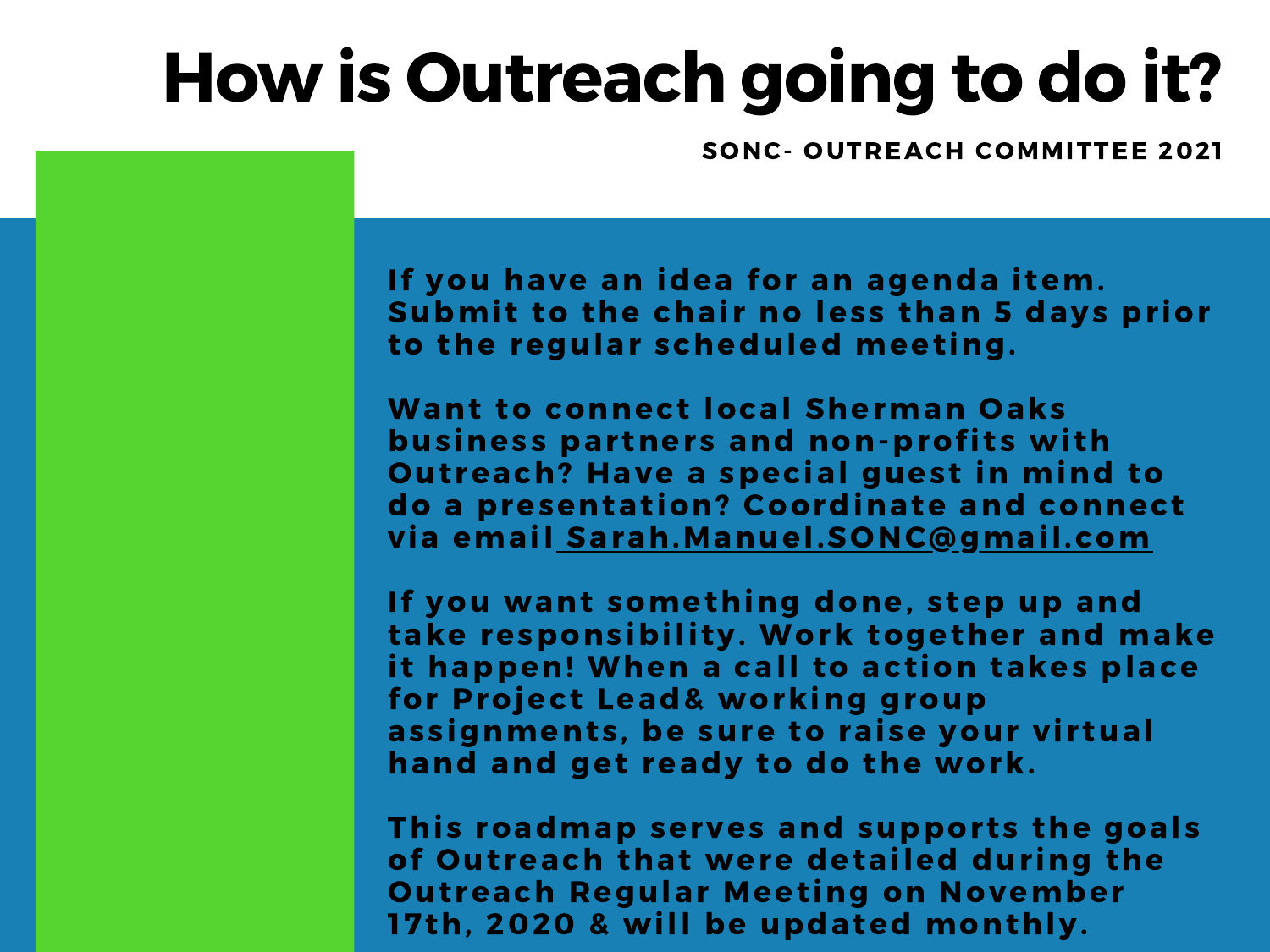# How is Outreach going to do it?

**SONC- OUTREACH COMMITTEE 2021**

**If you have an idea for an agenda item. Submit to the chair no less than 5 days prior to the regular scheduled meeting.**

**Want to connect local Sherman Oaks business partners and non-profits with Outreach? Have a special guest in mind to do a presentation? Coordinate and connect via email Sarah.Manuel.SONC@gmail.com**

**If you want something done, step up and take responsibility. Work together and make it happen! When a call to action takes place for Project Lead& working group assignments, be sure to raise your virtual hand and get ready to do the work.**

**This roadmap serves and supports the goals of Outreach that were detailed during the Outreach Regular Meeting on November 17th, 2020 & will be updated monthly.**